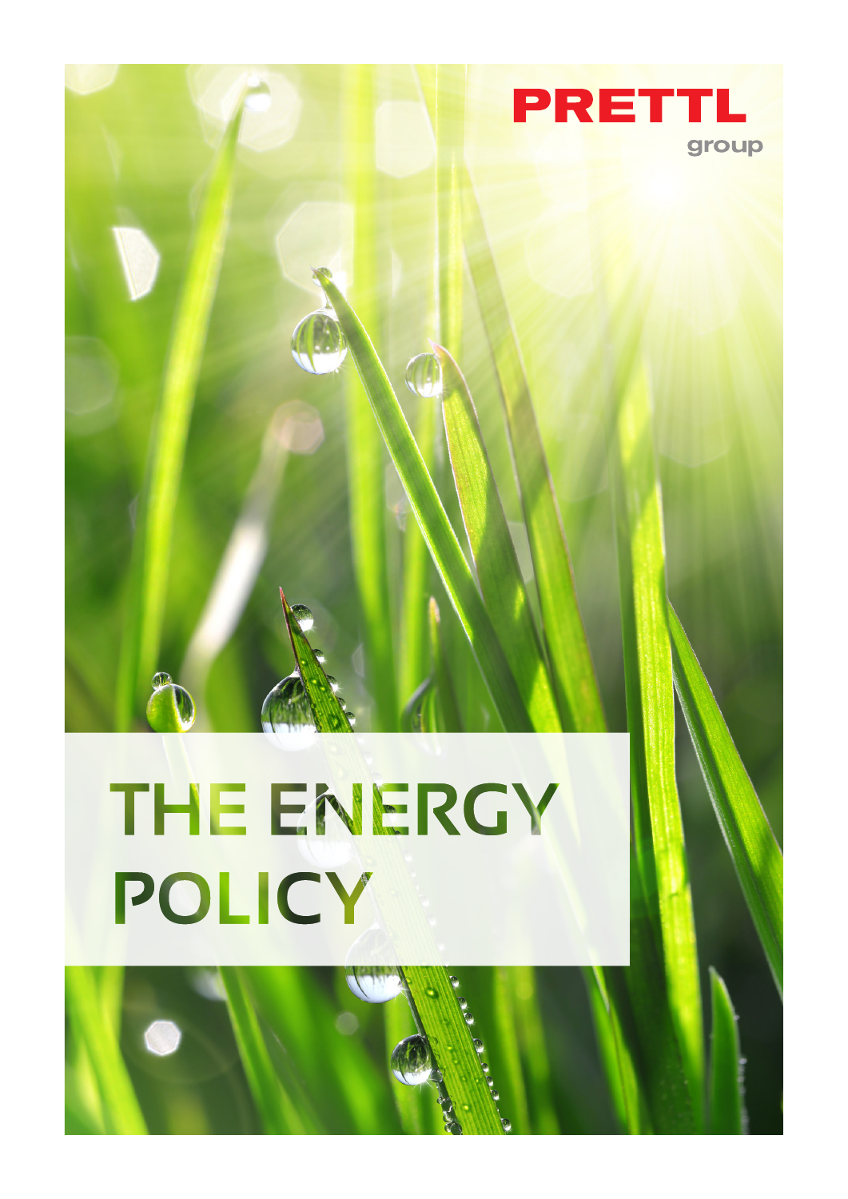PRETTL

group

# THE ENERGY POLICY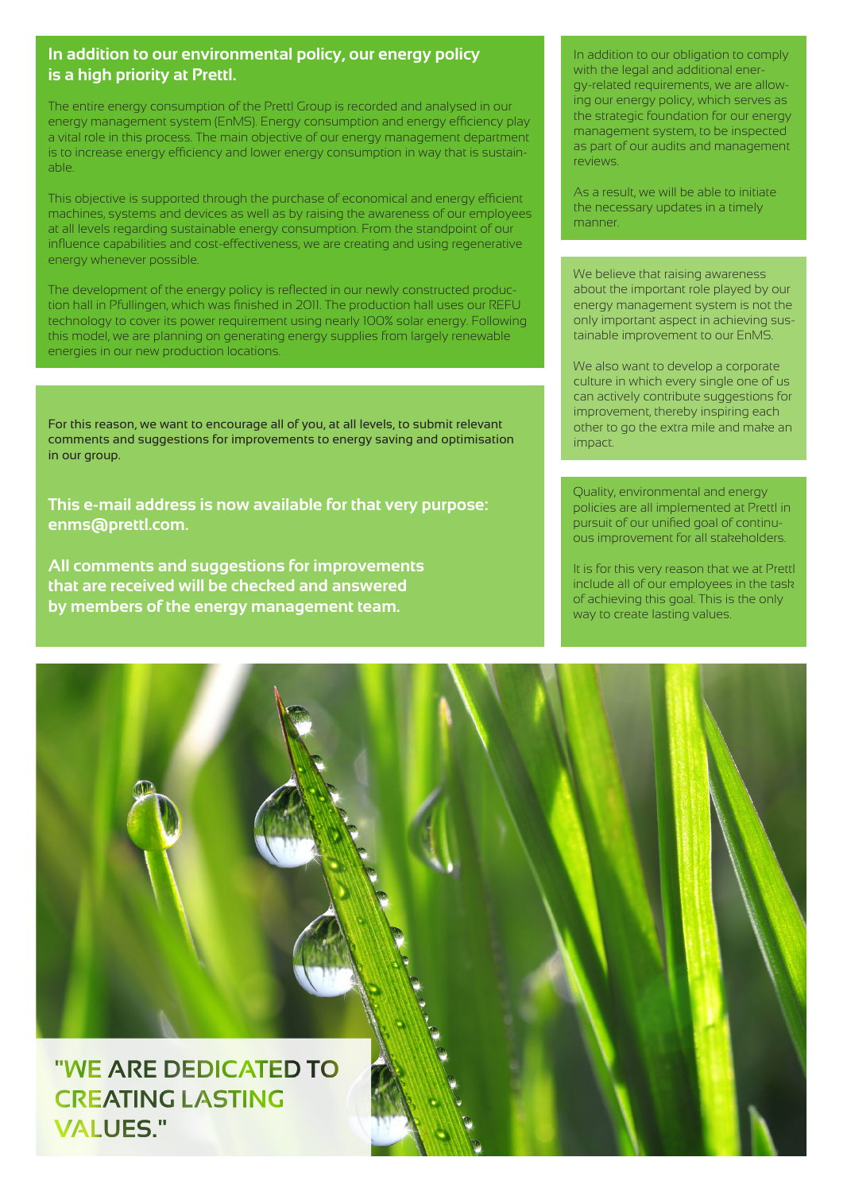## In addition to our environmental policy, our energy policy is a high priority at Prettl.

The entire energy consumption of the Prettl Group is recorded and analysed in our energy management system (EnMS). Energy consumption and energy efficiency play a vital role in this process. The main objective of our energy management department is to increase energy efficiency and lower energy consumption in way that is sustainable.

This objective is supported through the purchase of economical and energy efficient machines, systems and devices as well as by raising the awareness of our employees at all levels regarding sustainable energy consumption. From the standpoint of our influence capabilities and cost-effectiveness, we are creating and using regenerative energy whenever possible.

The development of the energy policy is reflected in our newly constructed production hall in Pfullingen, which was finished in 2011. The production hall uses our REFU technology to cover its power requirement using nearly 100% solar energy. Following this model, we are planning on generating energy supplies from largely renewable energies in our new production locations.

For this reason, we want to encourage all of you, at all levels, to submit relevant comments and suggestions for improvements to energy saving and optimisation in our group.

**This e-mail address is now available for that very purpose: enms@prettl.com.**

**All comments and suggestions for improvements that are received will be checked and answered by members of the energy management team.**

In addition to our obligation to comply with the legal and additional energy-related requirements, we are allowing our energy policy, which serves as the strategic foundation for our energy management system, to be inspected as part of our audits and management reviews.

As a result, we will be able to initiate the necessary updates in a timely manner.

We believe that raising awareness about the important role played by our energy management system is not the only important aspect in achieving sustainable improvement to our EnMS.

We also want to develop a corporate culture in which every single one of us can actively contribute suggestions for improvement, thereby inspiring each other to go the extra mile and make an impact.

Quality, environmental and energy policies are all implemented at Prettl in pursuit of our unified goal of continuous improvement for all stakeholders.

It is for this very reason that we at Prettl include all of our employees in the task of achieving this goal. This is the only way to create lasting values.

**"WE ARE DEDICATED TO CREATING LASTING VALUES."**